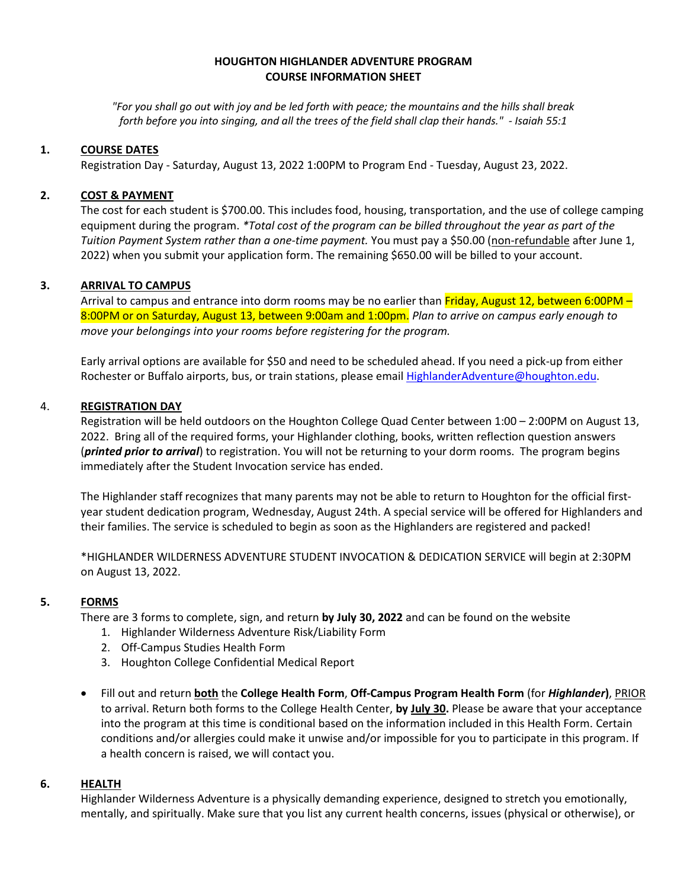# HOUGHTON HIGHLANDER ADVENTURE PROGRAM
## COURSE INFORMATION SHEET

*"For you shall go out with joy and be led forth with peace; the mountains and the hills shall break forth before you into singing, and all the trees of the field shall clap their hands." - Isaiah 55:1*

### 1. COURSE DATES

Registration Day - Saturday, August 13, 2022 1:00PM to Program End - Tuesday, August 23, 2022.

### 2. COST & PAYMENT

The cost for each student is $700.00. This includes food, housing, transportation, and the use of college camping equipment during the program. *\*Total cost of the program can be billed throughout the year as part of the Tuition Payment System rather than a one-time payment.* You must pay a $50.00 (non-refundable after June 1, 2022) when you submit your application form. The remaining $650.00 will be billed to your account.

### 3. ARRIVAL TO CAMPUS

Arrival to campus and entrance into dorm rooms may be no earlier than Friday, August 12, between 6:00PM – 8:00PM or on Saturday, August 13, between 9:00am and 1:00pm. *Plan to arrive on campus early enough to move your belongings into your rooms before registering for the program.*

Early arrival options are available for $50 and need to be scheduled ahead. If you need a pick-up from either Rochester or Buffalo airports, bus, or train stations, please email HighlanderAdventure@houghton.edu.

### 4. REGISTRATION DAY

Registration will be held outdoors on the Houghton College Quad Center between 1:00 – 2:00PM on August 13, 2022. Bring all of the required forms, your Highlander clothing, books, written reflection question answers (***printed prior to arrival***) to registration. You will not be returning to your dorm rooms. The program begins immediately after the Student Invocation service has ended.

The Highlander staff recognizes that many parents may not be able to return to Houghton for the official first-year student dedication program, Wednesday, August 24th. A special service will be offered for Highlanders and their families. The service is scheduled to begin as soon as the Highlanders are registered and packed!

\*HIGHLANDER WILDERNESS ADVENTURE STUDENT INVOCATION & DEDICATION SERVICE will begin at 2:30PM on August 13, 2022.

### 5. FORMS

There are 3 forms to complete, sign, and return **by July 30, 2022** and can be found on the website

1. Highlander Wilderness Adventure Risk/Liability Form
2. Off-Campus Studies Health Form
3. Houghton College Confidential Medical Report

- Fill out and return **both** the **College Health Form**, **Off-Campus Program Health Form** (for ***Highlander***), PRIOR to arrival. Return both forms to the College Health Center, **by July 30.** Please be aware that your acceptance into the program at this time is conditional based on the information included in this Health Form. Certain conditions and/or allergies could make it unwise and/or impossible for you to participate in this program. If a health concern is raised, we will contact you.

### 6. HEALTH

Highlander Wilderness Adventure is a physically demanding experience, designed to stretch you emotionally, mentally, and spiritually. Make sure that you list any current health concerns, issues (physical or otherwise), or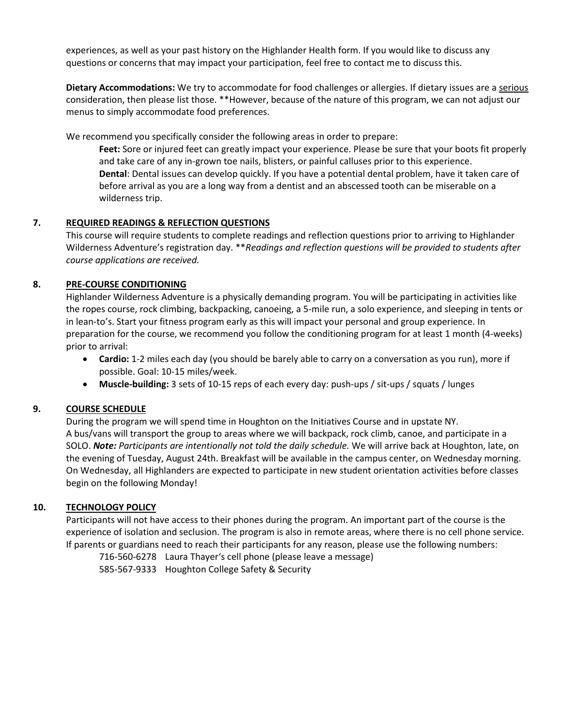experiences, as well as your past history on the Highlander Health form. If you would like to discuss any questions or concerns that may impact your participation, feel free to contact me to discuss this.

**Dietary Accommodations:** We try to accommodate for food challenges or allergies. If dietary issues are a serious consideration, then please list those. **However, because of the nature of this program, we can not adjust our menus to simply accommodate food preferences.

We recommend you specifically consider the following areas in order to prepare:

**Feet:** Sore or injured feet can greatly impact your experience. Please be sure that your boots fit properly and take care of any in-grown toe nails, blisters, or painful callusses prior to this experience.
**Dental**: Dental issues can develop quickly. If you have a potential dental problem, have it taken care of before arrival as you are a long way from a dentist and an abscessed tooth can be miserable on a wilderness trip.

## 7. REQUIRED READINGS & REFLECTION QUESTIONS

This course will require students to complete readings and reflection questions prior to arriving to Highlander Wilderness Adventure's registration day. ***Readings and reflection questions will be provided to students after course applications are received.*

## 8. PRE-COURSE CONDITIONING

Highlander Wilderness Adventure is a physically demanding program. You will be participating in activities like the ropes course, rock climbing, backpacking, canoeing, a 5-mile run, a solo experience, and sleeping in tents or in lean-to's. Start your fitness program early as this will impact your personal and group experience. In preparation for the course, we recommend you follow the conditioning program for at least 1 month (4-weeks) prior to arrival:

- **Cardio:** 1-2 miles each day (you should be barely able to carry on a conversation as you run), more if possible. Goal: 10-15 miles/week.
- **Muscle-building:** 3 sets of 10-15 reps of each every day: push-ups / sit-ups / squats / lunges

## 9. COURSE SCHEDULE

During the program we will spend time in Houghton on the Initiatives Course and in upstate NY. A bus/vans will transport the group to areas where we will backpack, rock climb, canoe, and participate in a SOLO. ***Note:** Participants are intentionally not told the daily schedule.* We will arrive back at Houghton, late, on the evening of Tuesday, August 24th. Breakfast will be available in the campus center, on Wednesday morning. On Wednesday, all Highlanders are expected to participate in new student orientation activities before classes begin on the following Monday!

## 10. TECHNOLOGY POLICY

Participants will not have access to their phones during the program. An important part of the course is the experience of isolation and seclusion. The program is also in remote areas, where there is no cell phone service. If parents or guardians need to reach their participants for any reason, please use the following numbers:

716-560-6278 Laura Thayer's cell phone (please leave a message)
585-567-9333 Houghton College Safety & Security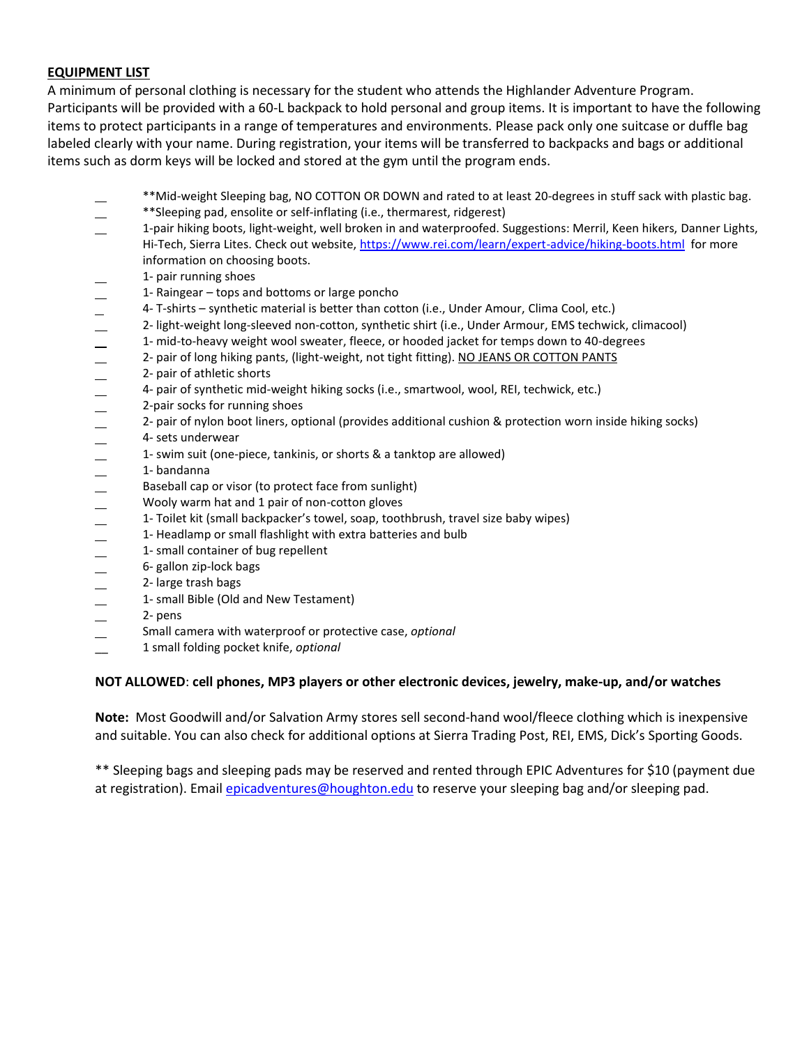**EQUIPMENT LIST**

A minimum of personal clothing is necessary for the student who attends the Highlander Adventure Program. Participants will be provided with a 60-L backpack to hold personal and group items. It is important to have the following items to protect participants in a range of temperatures and environments. Please pack only one suitcase or duffle bag labeled clearly with your name. During registration, your items will be transferred to backpacks and bags or additional items such as dorm keys will be locked and stored at the gym until the program ends.

- __ **Mid-weight Sleeping bag, NO COTTON OR DOWN and rated to at least 20-degrees in stuff sack with plastic bag.
- __ **Sleeping pad, ensolite or self-inflating (i.e., thermarest, ridgerest)
- __ 1-pair hiking boots, light-weight, well broken in and waterproofed. Suggestions: Merril, Keen hikers, Danner Lights, Hi-Tech, Sierra Lites. Check out website, https://www.rei.com/learn/expert-advice/hiking-boots.html for more information on choosing boots.
- __ 1- pair running shoes
- __ 1- Raingear – tops and bottoms or large poncho
- __ 4- T-shirts – synthetic material is better than cotton (i.e., Under Amour, Clima Cool, etc.)
- __ 2- light-weight long-sleeved non-cotton, synthetic shirt (i.e., Under Armour, EMS techwick, climacool)
- __ 1- mid-to-heavy weight wool sweater, fleece, or hooded jacket for temps down to 40-degrees
- __ 2- pair of long hiking pants, (light-weight, not tight fitting). <u>NO JEANS OR COTTON PANTS</u>
- __ 2- pair of athletic shorts
- __ 4- pair of synthetic mid-weight hiking socks (i.e., smartwool, wool, REI, techwick, etc.)
- __ 2-pair socks for running shoes
- __ 2- pair of nylon boot liners, optional (provides additional cushion & protection worn inside hiking socks)
- __ 4- sets underwear
- __ 1- swim suit (one-piece, tankinis, or shorts & a tanktop are allowed)
- __ 1- bandanna
- __ Baseball cap or visor (to protect face from sunlight)
- __ Wooly warm hat and 1 pair of non-cotton gloves
- __ 1- Toilet kit (small backpacker's towel, soap, toothbrush, travel size baby wipes)
- __ 1- Headlamp or small flashlight with extra batteries and bulb
- __ 1- small container of bug repellent
- __ 6- gallon zip-lock bags
- __ 2- large trash bags
- __ 1- small Bible (Old and New Testament)
- __ 2- pens
- __ Small camera with waterproof or protective case, *optional*
- __ 1 small folding pocket knife, *optional*

**NOT ALLOWED**: **cell phones, MP3 players or other electronic devices, jewelry, make-up, and/or watches**

**Note:** Most Goodwill and/or Salvation Army stores sell second-hand wool/fleece clothing which is inexpensive and suitable. You can also check for additional options at Sierra Trading Post, REI, EMS, Dick's Sporting Goods.

** Sleeping bags and sleeping pads may be reserved and rented through EPIC Adventures for $10 (payment due at registration). Email epicadventures@houghton.edu to reserve your sleeping bag and/or sleeping pad.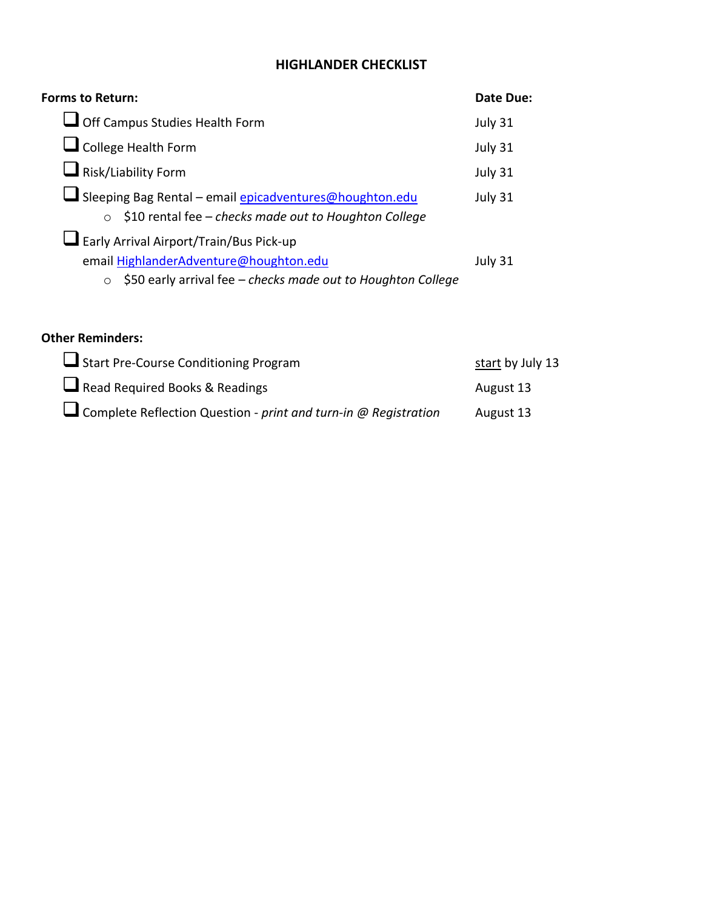# HIGHLANDER CHECKLIST

| **Forms to Return:** | **Date Due:** |
|---|---|
| ❑ Off Campus Studies Health Form | July 31 |
| ❑ College Health Form | July 31 |
| ❑ Risk/Liability Form | July 31 |
| ❑ Sleeping Bag Rental – email epicadventures@houghton.edu<br>○ $10 rental fee – *checks made out to Houghton College* | July 31 |
| ❑ Early Arrival Airport/Train/Bus Pick-up<br>email HighlanderAdventure@houghton.edu<br>○ $50 early arrival fee – *checks made out to Houghton College* | July 31 |

**Other Reminders:**

| | |
|---|---|
| ❑ Start Pre-Course Conditioning Program | <u>start</u> by July 13 |
| ❑ Read Required Books & Readings | August 13 |
| ❑ Complete Reflection Question - *print and turn-in @ Registration* | August 13 |